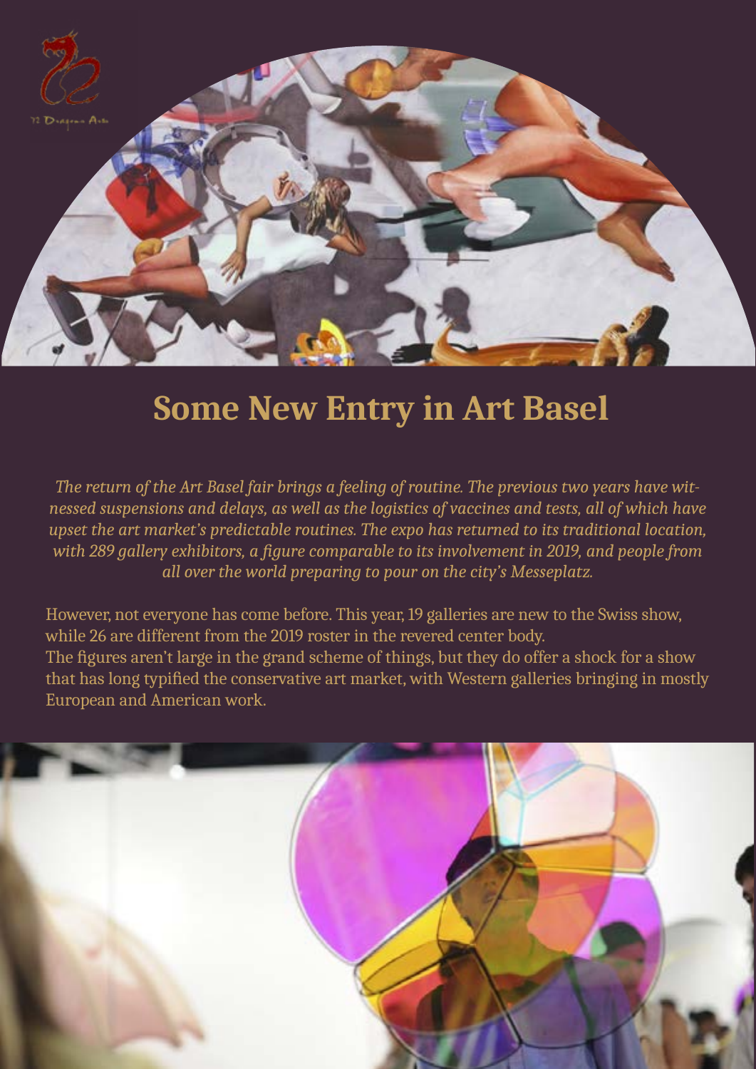# Some New Entry in Art Basel

*The return of the Art Basel fair brings a feeling of routine. The previous two years have witnessed suspensions and delays, as well as the logistics of vaccines and tests, all of which have upset the art market's predictable routines. The expo has returned to its traditional location, with 289 gallery exhibitors, a figure comparable to its involvement in 2019, and people from all over the world preparing to pour on the city's Messeplatz.*

However, not everyone has come before. This year, 19 galleries are new to the Swiss show, while 26 are different from the 2019 roster in the revered center body.
The figures aren't large in the grand scheme of things, but they do offer a shock for a show that has long typified the conservative art market, with Western galleries bringing in mostly European and American work.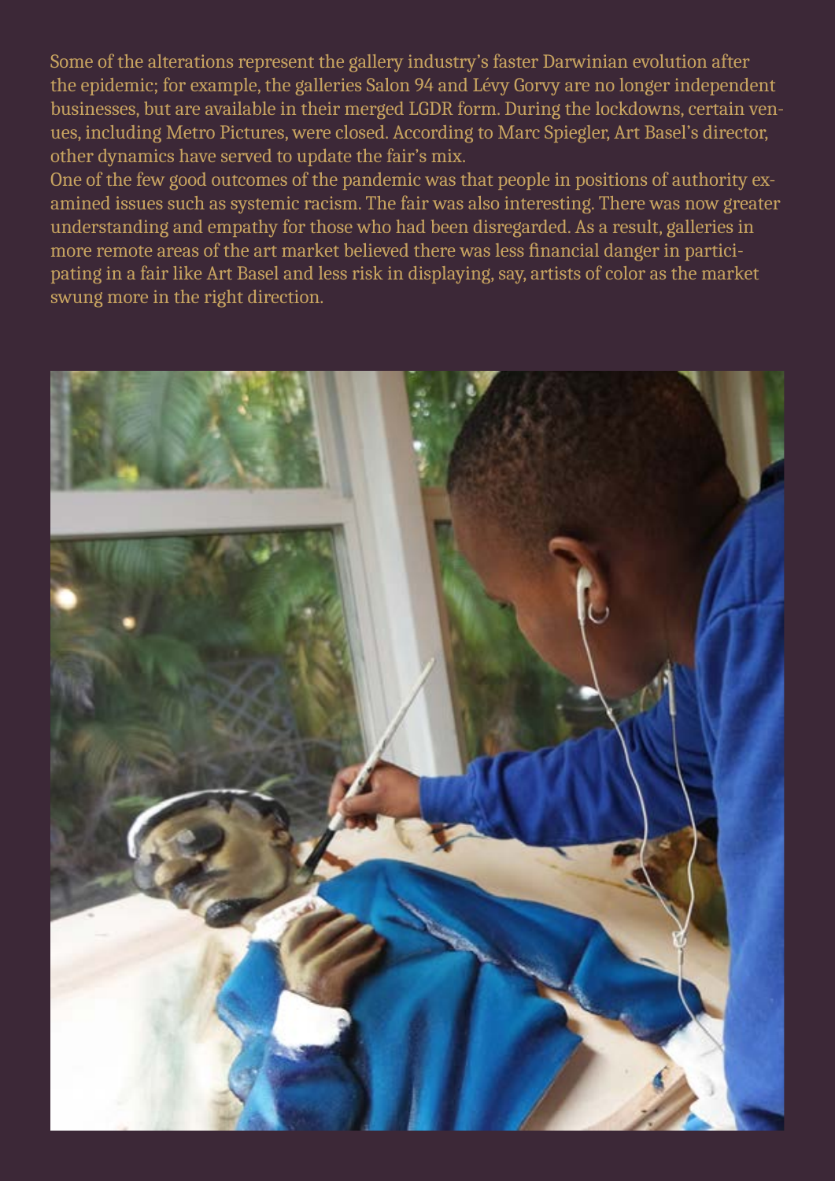Some of the alterations represent the gallery industry's faster Darwinian evolution after the epidemic; for example, the galleries Salon 94 and Lévy Gorvy are no longer independent businesses, but are available in their merged LGDR form. During the lockdowns, certain venues, including Metro Pictures, were closed. According to Marc Spiegler, Art Basel's director, other dynamics have served to update the fair's mix.

One of the few good outcomes of the pandemic was that people in positions of authority examined issues such as systemic racism. The fair was also interesting. There was now greater understanding and empathy for those who had been disregarded. As a result, galleries in more remote areas of the art market believed there was less financial danger in participating in a fair like Art Basel and less risk in displaying, say, artists of color as the market swung more in the right direction.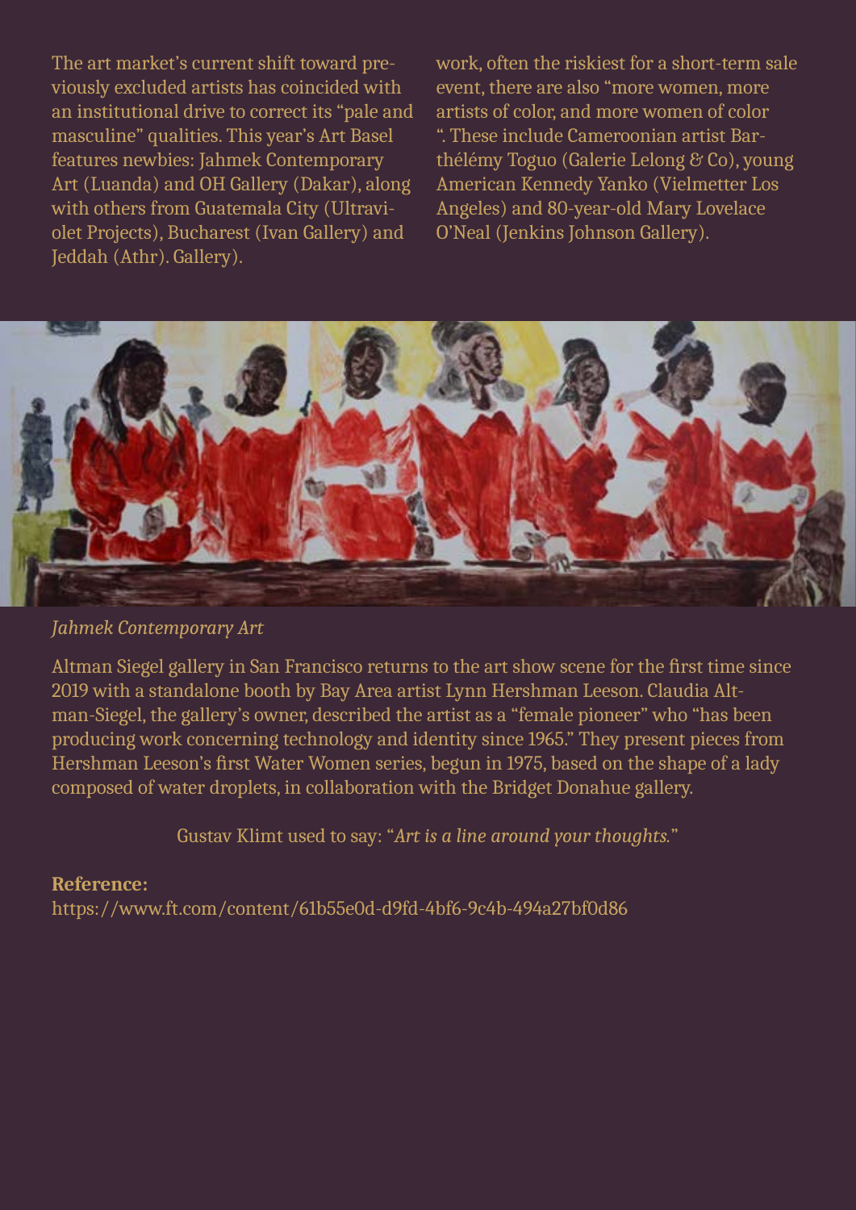The art market's current shift toward previously excluded artists has coincided with an institutional drive to correct its "pale and masculine" qualities. This year's Art Basel features newbies: Jahmek Contemporary Art (Luanda) and OH Gallery (Dakar), along with others from Guatemala City (Ultraviolet Projects), Bucharest (Ivan Gallery) and Jeddah (Athr). Gallery).

work, often the riskiest for a short-term sale event, there are also "more women, more artists of color, and more women of color ". These include Cameroonian artist Barthélémy Toguo (Galerie Lelong & Co), young American Kennedy Yanko (Vielmetter Los Angeles) and 80-year-old Mary Lovelace O'Neal (Jenkins Johnson Gallery).

*Jahmek Contemporary Art*

Altman Siegel gallery in San Francisco returns to the art show scene for the first time since 2019 with a standalone booth by Bay Area artist Lynn Hershman Leeson. Claudia Altman-Siegel, the gallery's owner, described the artist as a "female pioneer" who "has been producing work concerning technology and identity since 1965." They present pieces from Hershman Leeson's first Water Women series, begun in 1975, based on the shape of a lady composed of water droplets, in collaboration with the Bridget Donahue gallery.

Gustav Klimt used to say: "*Art is a line around your thoughts.*"

**Reference:**
https://www.ft.com/content/61b55e0d-d9fd-4bf6-9c4b-494a27bf0d86